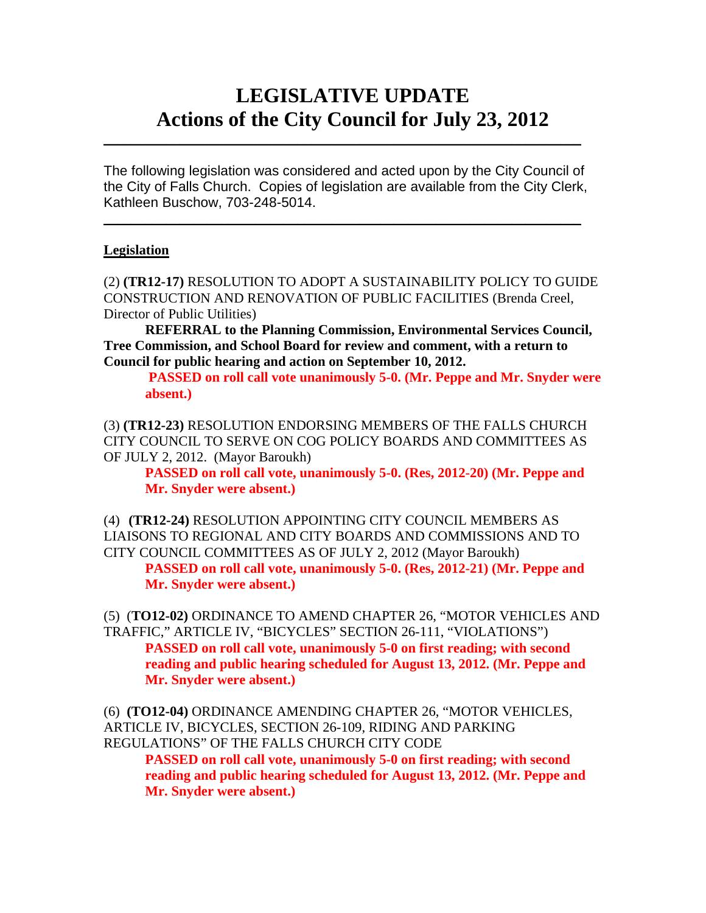# LEGISLATIVE UPDATE
# Actions of the City Council for July 23, 2012

---

The following legislation was considered and acted upon by the City Council of the City of Falls Church. Copies of legislation are available from the City Clerk, Kathleen Buschow, 703-248-5014.

---

**Legislation**

(2) **(TR12-17)** RESOLUTION TO ADOPT A SUSTAINABILITY POLICY TO GUIDE CONSTRUCTION AND RENOVATION OF PUBLIC FACILITIES (Brenda Creel, Director of Public Utilities)

**REFERRAL to the Planning Commission, Environmental Services Council, Tree Commission, and School Board for review and comment, with a return to Council for public hearing and action on September 10, 2012.**

**PASSED on roll call vote unanimously 5-0. (Mr. Peppe and Mr. Snyder were absent.)**

(3) **(TR12-23)** RESOLUTION ENDORSING MEMBERS OF THE FALLS CHURCH CITY COUNCIL TO SERVE ON COG POLICY BOARDS AND COMMITTEES AS OF JULY 2, 2012. (Mayor Baroukh)

**PASSED on roll call vote, unanimously 5-0. (Res, 2012-20) (Mr. Peppe and Mr. Snyder were absent.)**

(4) **(TR12-24)** RESOLUTION APPOINTING CITY COUNCIL MEMBERS AS LIAISONS TO REGIONAL AND CITY BOARDS AND COMMISSIONS AND TO CITY COUNCIL COMMITTEES AS OF JULY 2, 2012 (Mayor Baroukh)

**PASSED on roll call vote, unanimously 5-0. (Res, 2012-21) (Mr. Peppe and Mr. Snyder were absent.)**

(5) (**TO12-02)** ORDINANCE TO AMEND CHAPTER 26, "MOTOR VEHICLES AND TRAFFIC," ARTICLE IV, "BICYCLES" SECTION 26-111, "VIOLATIONS")

**PASSED on roll call vote, unanimously 5-0 on first reading; with second reading and public hearing scheduled for August 13, 2012. (Mr. Peppe and Mr. Snyder were absent.)**

(6) **(TO12-04)** ORDINANCE AMENDING CHAPTER 26, "MOTOR VEHICLES, ARTICLE IV, BICYCLES, SECTION 26-109, RIDING AND PARKING REGULATIONS" OF THE FALLS CHURCH CITY CODE

**PASSED on roll call vote, unanimously 5-0 on first reading; with second reading and public hearing scheduled for August 13, 2012. (Mr. Peppe and Mr. Snyder were absent.)**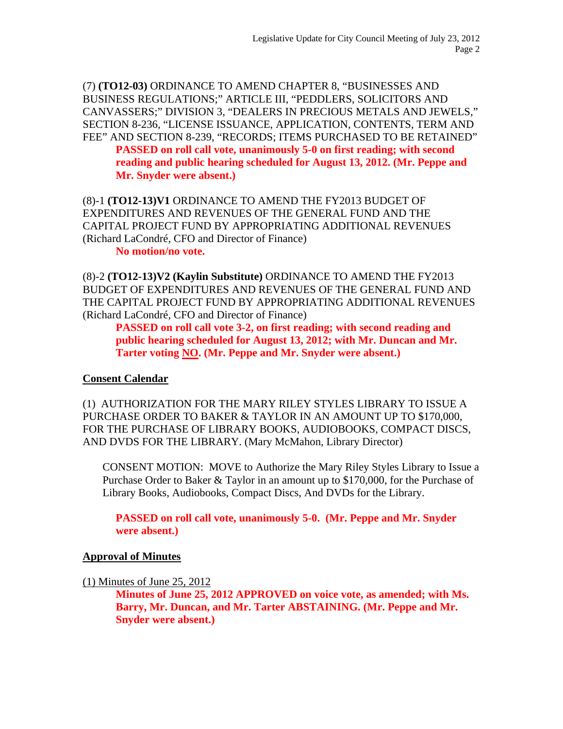(7) **(TO12-03)** ORDINANCE TO AMEND CHAPTER 8, "BUSINESSES AND BUSINESS REGULATIONS;" ARTICLE III, "PEDDLERS, SOLICITORS AND CANVASSERS;" DIVISION 3, "DEALERS IN PRECIOUS METALS AND JEWELS," SECTION 8-236, "LICENSE ISSUANCE, APPLICATION, CONTENTS, TERM AND FEE" AND SECTION 8-239, "RECORDS; ITEMS PURCHASED TO BE RETAINED"

> **PASSED on roll call vote, unanimously 5-0 on first reading; with second reading and public hearing scheduled for August 13, 2012. (Mr. Peppe and Mr. Snyder were absent.)**

(8)-1 **(TO12-13)V1** ORDINANCE TO AMEND THE FY2013 BUDGET OF EXPENDITURES AND REVENUES OF THE GENERAL FUND AND THE CAPITAL PROJECT FUND BY APPROPRIATING ADDITIONAL REVENUES (Richard LaCondré, CFO and Director of Finance)

> **No motion/no vote.**

(8)-2 **(TO12-13)V2 (Kaylin Substitute)** ORDINANCE TO AMEND THE FY2013 BUDGET OF EXPENDITURES AND REVENUES OF THE GENERAL FUND AND THE CAPITAL PROJECT FUND BY APPROPRIATING ADDITIONAL REVENUES (Richard LaCondré, CFO and Director of Finance)

> **PASSED on roll call vote 3-2, on first reading; with second reading and public hearing scheduled for August 13, 2012; with Mr. Duncan and Mr. Tarter voting <u>NO</u>. (Mr. Peppe and Mr. Snyder were absent.)**

## <u>Consent Calendar</u>

(1) AUTHORIZATION FOR THE MARY RILEY STYLES LIBRARY TO ISSUE A PURCHASE ORDER TO BAKER & TAYLOR IN AN AMOUNT UP TO $170,000, FOR THE PURCHASE OF LIBRARY BOOKS, AUDIOBOOKS, COMPACT DISCS, AND DVDS FOR THE LIBRARY. (Mary McMahon, Library Director)

> CONSENT MOTION: MOVE to Authorize the Mary Riley Styles Library to Issue a Purchase Order to Baker & Taylor in an amount up to $170,000, for the Purchase of Library Books, Audiobooks, Compact Discs, And DVDs for the Library.
>
> **PASSED on roll call vote, unanimously 5-0. (Mr. Peppe and Mr. Snyder were absent.)**

## <u>Approval of Minutes</u>

<u>(1) Minutes of June 25, 2012</u>

> **Minutes of June 25, 2012 APPROVED on voice vote, as amended; with Ms. Barry, Mr. Duncan, and Mr. Tarter ABSTAINING. (Mr. Peppe and Mr. Snyder were absent.)**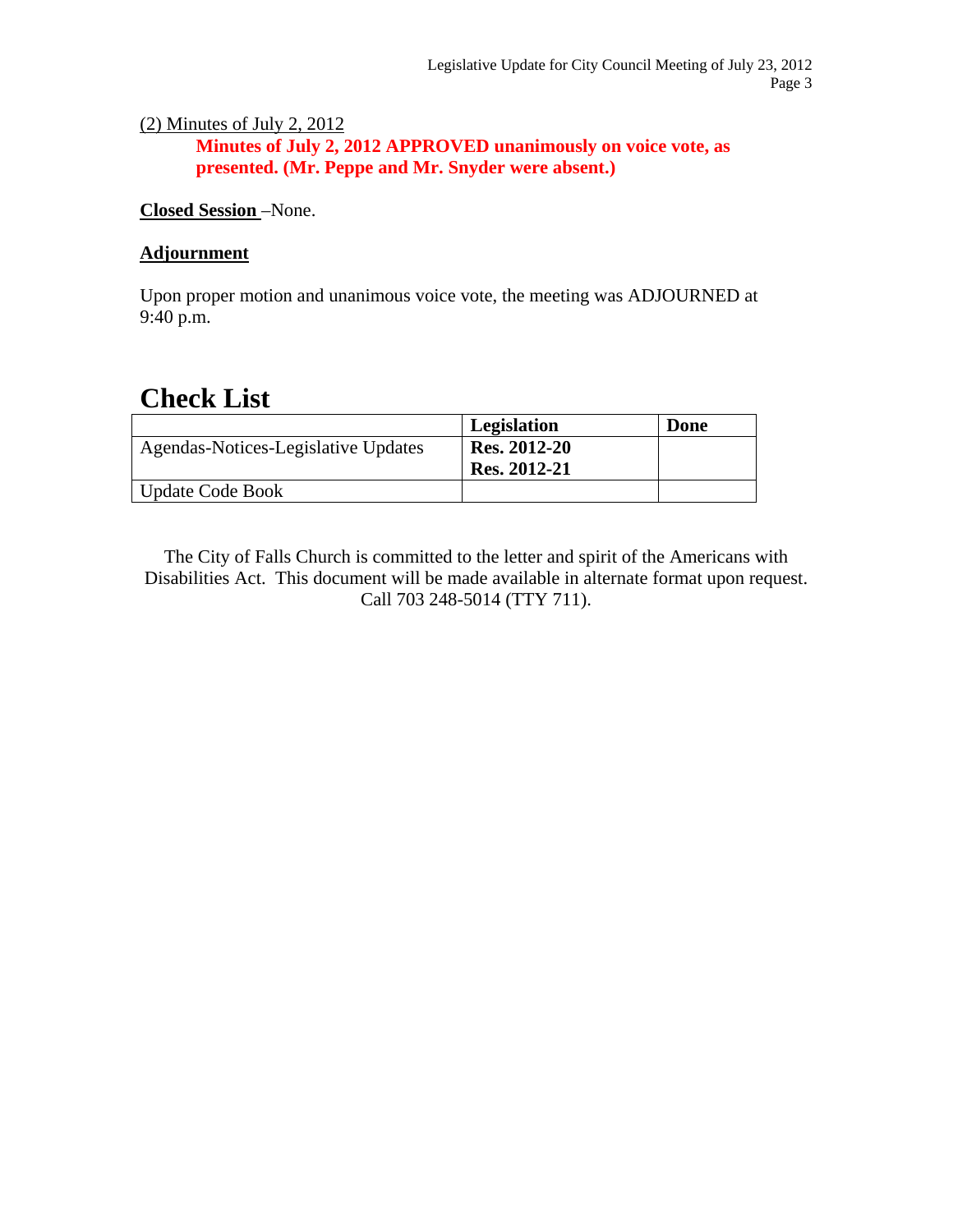(2) Minutes of July 2, 2012

**Minutes of July 2, 2012 APPROVED unanimously on voice vote, as presented. (Mr. Peppe and Mr. Snyder were absent.)**

**Closed Session** –None.

**Adjournment**

Upon proper motion and unanimous voice vote, the meeting was ADJOURNED at 9:40 p.m.

# Check List

| | **Legislation** | **Done** |
|---|---|---|
| Agendas-Notices-Legislative Updates | **Res. 2012-20**<br>**Res. 2012-21** | |
| Update Code Book | | |

The City of Falls Church is committed to the letter and spirit of the Americans with Disabilities Act. This document will be made available in alternate format upon request. Call 703 248-5014 (TTY 711).